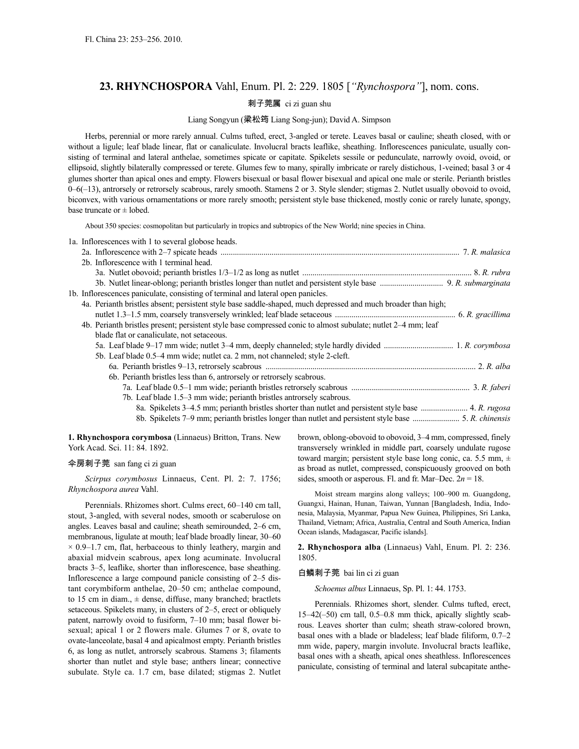Fl. China 23: 253–256. 2010.

## 23. RHYNCHOSPORA Vahl, Enum. Pl. 2: 229. 1805 [*"Rynchospora"*], nom. cons.

刺子莞属 ci zi guan shu

Liang Songyun (梁松筠 Liang Song-jun); David A. Simpson

Herbs, perennial or more rarely annual. Culms tufted, erect, 3-angled or terete. Leaves basal or cauline; sheath closed, with or without a ligule; leaf blade linear, flat or canaliculate. Involucral bracts leaflike, sheathing. Inflorescences paniculate, usually consisting of terminal and lateral anthelae, sometimes spicate or capitate. Spikelets sessile or pedunculate, narrowly ovoid, ovoid, or ellipsoid, slightly bilaterally compressed or terete. Glumes few to many, spirally imbricate or rarely distichous, 1-veined; basal 3 or 4 glumes shorter than apical ones and empty. Flowers bisexual or basal flower bisexual and apical one male or sterile. Perianth bristles 0–6(–13), antrorsely or retrorsely scabrous, rarely smooth. Stamens 2 or 3. Style slender; stigmas 2. Nutlet usually obovoid to ovoid, biconvex, with various ornamentations or more rarely smooth; persistent style base thickened, mostly conic or rarely lunate, spongy, base truncate or ± lobed.

About 350 species: cosmopolitan but particularly in tropics and subtropics of the New World; nine species in China.

1a. Inflorescences with 1 to several globose heads.
  2a. Inflorescence with 2–7 spicate heads ........ 7. *R. malasica*
  2b. Inflorescence with 1 terminal head.
    3a. Nutlet obovoid; perianth bristles 1/3–1/2 as long as nutlet ........ 8. *R. rubra*
    3b. Nutlet linear-oblong; perianth bristles longer than nutlet and persistent style base ........ 9. *R. submarginata*
1b. Inflorescences paniculate, consisting of terminal and lateral open panicles.
  4a. Perianth bristles absent; persistent style base saddle-shaped, much depressed and much broader than high; nutlet 1.3–1.5 mm, coarsely transversely wrinkled; leaf blade setaceous ........ 6. *R. gracillima*
  4b. Perianth bristles present; persistent style base compressed conic to almost subulate; nutlet 2–4 mm; leaf blade flat or canaliculate, not setaceous.
    5a. Leaf blade 9–17 mm wide; nutlet 3–4 mm, deeply channeled; style hardly divided ........ 1. *R. corymbosa*
    5b. Leaf blade 0.5–4 mm wide; nutlet ca. 2 mm, not channeled; style 2-cleft.
      6a. Perianth bristles 9–13, retrorsely scabrous ........ 2. *R. alba*
      6b. Perianth bristles less than 6, antrorsely or retrorsely scabrous.
        7a. Leaf blade 0.5–1 mm wide; perianth bristles retrorsely scabrous ........ 3. *R. faberi*
        7b. Leaf blade 1.5–3 mm wide; perianth bristles antrorsely scabrous.
          8a. Spikelets 3–4.5 mm; perianth bristles shorter than nutlet and persistent style base ........ 4. *R. rugosa*
          8b. Spikelets 7–9 mm; perianth bristles longer than nutlet and persistent style base ........ 5. *R. chinensis*

**1. Rhynchospora corymbosa** (Linnaeus) Britton, Trans. New York Acad. Sci. 11: 84. 1892.

伞房刺子莞 san fang ci zi guan

*Scirpus corymbosus* Linnaeus, Cent. Pl. 2: 7. 1756; *Rhynchospora aurea* Vahl.

Perennials. Rhizomes short. Culms erect, 60–140 cm tall, stout, 3-angled, with several nodes, smooth or scaberulose on angles. Leaves basal and cauline; sheath semirounded, 2–6 cm, membranous, ligulate at mouth; leaf blade broadly linear, 30–60 × 0.9–1.7 cm, flat, herbaceous to thinly leathery, margin and abaxial midvein scabrous, apex long acuminate. Involucral bracts 3–5, leaflike, shorter than inflorescence, base sheathing. Inflorescence a large compound panicle consisting of 2–5 distant corymbiform anthelae, 20–50 cm; anthelae compound, to 15 cm in diam., ± dense, diffuse, many branched; bractlets setaceous. Spikelets many, in clusters of 2–5, erect or obliquely patent, narrowly ovoid to fusiform, 7–10 mm; basal flower bisexual; apical 1 or 2 flowers male. Glumes 7 or 8, ovate to ovate-lanceolate, basal 4 and apicalmost empty. Perianth bristles 6, as long as nutlet, antrorsely scabrous. Stamens 3; filaments shorter than nutlet and style base; anthers linear; connective subulate. Style ca. 1.7 cm, base dilated; stigmas 2. Nutlet brown, oblong-obovoid to obovoid, 3–4 mm, compressed, finely transversely wrinkled in middle part, coarsely undulate rugose toward margin; persistent style base long conic, ca. 5.5 mm, ± as broad as nutlet, compressed, conspicuously grooved on both sides, smooth or asperous. Fl. and fr. Mar–Dec. $2n = 18$.

Moist stream margins along valleys; 100–900 m. Guangdong, Guangxi, Hainan, Hunan, Taiwan, Yunnan [Bangladesh, India, Indonesia, Malaysia, Myanmar, Papua New Guinea, Philippines, Sri Lanka, Thailand, Vietnam; Africa, Australia, Central and South America, Indian Ocean islands, Madagascar, Pacific islands].

**2. Rhynchospora alba** (Linnaeus) Vahl, Enum. Pl. 2: 236. 1805.

白鳞刺子莞 bai lin ci zi guan

*Schoenus albus* Linnaeus, Sp. Pl. 1: 44. 1753.

Perennials. Rhizomes short, slender. Culms tufted, erect, 15–42(–50) cm tall, 0.5–0.8 mm thick, apically slightly scabrous. Leaves shorter than culm; sheath straw-colored brown, basal ones with a blade or bladeless; leaf blade filiform, 0.7–2 mm wide, papery, margin involute. Involucral bracts leaflike, basal ones with a sheath, apical ones sheathless. Inflorescences paniculate, consisting of terminal and lateral subcapitate anthe-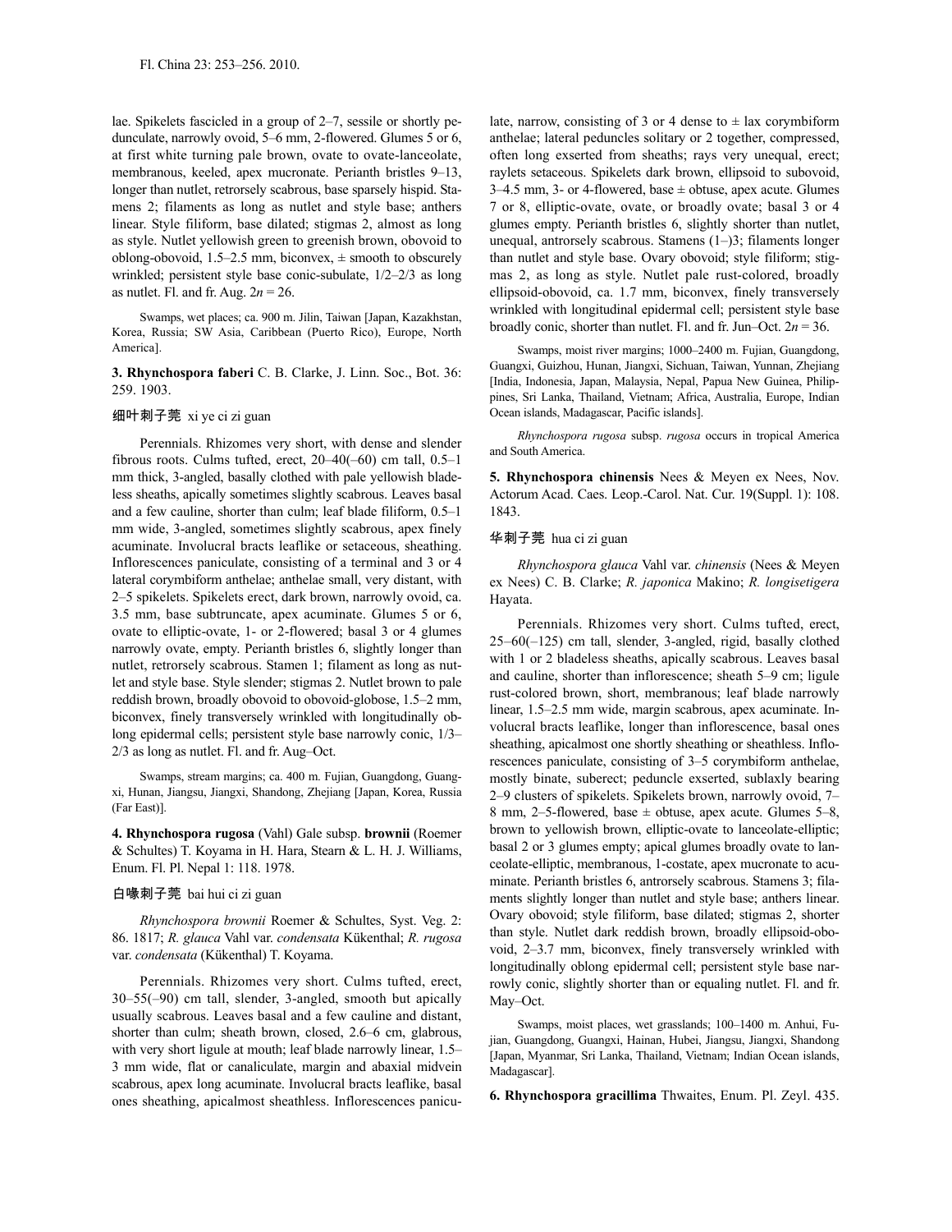lae. Spikelets fascicled in a group of 2–7, sessile or shortly pedunculate, narrowly ovoid, 5–6 mm, 2-flowered. Glumes 5 or 6, at first white turning pale brown, ovate to ovate-lanceolate, membranous, keeled, apex mucronate. Perianth bristles 9–13, longer than nutlet, retrorsely scabrous, base sparsely hispid. Stamens 2; filaments as long as nutlet and style base; anthers linear. Style filiform, base dilated; stigmas 2, almost as long as style. Nutlet yellowish green to greenish brown, obovoid to oblong-obovoid, 1.5–2.5 mm, biconvex, ± smooth to obscurely wrinkled; persistent style base conic-subulate, 1/2–2/3 as long as nutlet. Fl. and fr. Aug. $2n = 26$.

Swamps, wet places; ca. 900 m. Jilin, Taiwan [Japan, Kazakhstan, Korea, Russia; SW Asia, Caribbean (Puerto Rico), Europe, North America].

**3. Rhynchospora faberi** C. B. Clarke, J. Linn. Soc., Bot. 36: 259. 1903.

细叶刺子莞 xi ye ci zi guan

Perennials. Rhizomes very short, with dense and slender fibrous roots. Culms tufted, erect, 20–40(–60) cm tall, 0.5–1 mm thick, 3-angled, basally clothed with pale yellowish bladeless sheaths, apically sometimes slightly scabrous. Leaves basal and a few cauline, shorter than culm; leaf blade filiform, 0.5–1 mm wide, 3-angled, sometimes slightly scabrous, apex finely acuminate. Involucral bracts leaflike or setaceous, sheathing. Inflorescences paniculate, consisting of a terminal and 3 or 4 lateral corymbiform anthelae; anthelae small, very distant, with 2–5 spikelets. Spikelets erect, dark brown, narrowly ovoid, ca. 3.5 mm, base subtruncate, apex acuminate. Glumes 5 or 6, ovate to elliptic-ovate, 1- or 2-flowered; basal 3 or 4 glumes narrowly ovate, empty. Perianth bristles 6, slightly longer than nutlet, retrorsely scabrous. Stamen 1; filament as long as nutlet and style base. Style slender; stigmas 2. Nutlet brown to pale reddish brown, broadly obovoid to obovoid-globose, 1.5–2 mm, biconvex, finely transversely wrinkled with longitudinally oblong epidermal cells; persistent style base narrowly conic, 1/3–2/3 as long as nutlet. Fl. and fr. Aug–Oct.

Swamps, stream margins; ca. 400 m. Fujian, Guangdong, Guangxi, Hunan, Jiangsu, Jiangxi, Shandong, Zhejiang [Japan, Korea, Russia (Far East)].

**4. Rhynchospora rugosa** (Vahl) Gale subsp. **brownii** (Roemer & Schultes) T. Koyama in H. Hara, Stearn & L. H. J. Williams, Enum. Fl. Pl. Nepal 1: 118. 1978.

白喙刺子莞 bai hui ci zi guan

*Rhynchospora brownii* Roemer & Schultes, Syst. Veg. 2: 86. 1817; *R. glauca* Vahl var. *condensata* Kükenthal; *R. rugosa* var. *condensata* (Kükenthal) T. Koyama.

Perennials. Rhizomes very short. Culms tufted, erect, 30–55(–90) cm tall, slender, 3-angled, smooth but apically usually scabrous. Leaves basal and a few cauline and distant, shorter than culm; sheath brown, closed, 2.6–6 cm, glabrous, with very short ligule at mouth; leaf blade narrowly linear, 1.5–3 mm wide, flat or canaliculate, margin and abaxial midvein scabrous, apex long acuminate. Involucral bracts leaflike, basal ones sheathing, apicalmost sheathless. Inflorescences paniculate, narrow, consisting of 3 or 4 dense to ± lax corymbiform anthelae; lateral peduncles solitary or 2 together, compressed, often long exserted from sheaths; rays very unequal, erect; raylets setaceous. Spikelets dark brown, ellipsoid to subovoid, 3–4.5 mm, 3- or 4-flowered, base ± obtuse, apex acute. Glumes 7 or 8, elliptic-ovate, ovate, or broadly ovate; basal 3 or 4 glumes empty. Perianth bristles 6, slightly shorter than nutlet, unequal, antrorsely scabrous. Stamens (1–)3; filaments longer than nutlet and style base. Ovary obovoid; style filiform; stigmas 2, as long as style. Nutlet pale rust-colored, broadly ellipsoid-obovoid, ca. 1.7 mm, biconvex, finely transversely wrinkled with longitudinal epidermal cell; persistent style base broadly conic, shorter than nutlet. Fl. and fr. Jun–Oct. $2n = 36$.

Swamps, moist river margins; 1000–2400 m. Fujian, Guangdong, Guangxi, Guizhou, Hunan, Jiangxi, Sichuan, Taiwan, Yunnan, Zhejiang [India, Indonesia, Japan, Malaysia, Nepal, Papua New Guinea, Philippines, Sri Lanka, Thailand, Vietnam; Africa, Australia, Europe, Indian Ocean islands, Madagascar, Pacific islands].

*Rhynchospora rugosa* subsp. *rugosa* occurs in tropical America and South America.

**5. Rhynchospora chinensis** Nees & Meyen ex Nees, Nov. Actorum Acad. Caes. Leop.-Carol. Nat. Cur. 19(Suppl. 1): 108. 1843.

华刺子莞 hua ci zi guan

*Rhynchospora glauca* Vahl var. *chinensis* (Nees & Meyen ex Nees) C. B. Clarke; *R. japonica* Makino; *R. longisetigera* Hayata.

Perennials. Rhizomes very short. Culms tufted, erect, 25–60(–125) cm tall, slender, 3-angled, rigid, basally clothed with 1 or 2 bladeless sheaths, apically scabrous. Leaves basal and cauline, shorter than inflorescence; sheath 5–9 cm; ligule rust-colored brown, short, membranous; leaf blade narrowly linear, 1.5–2.5 mm wide, margin scabrous, apex acuminate. Involucral bracts leaflike, longer than inflorescence, basal ones sheathing, apicalmost one shortly sheathing or sheathless. Inflorescences paniculate, consisting of 3–5 corymbiform anthelae, mostly binate, suberect; peduncle exserted, sublaxly bearing 2–9 clusters of spikelets. Spikelets brown, narrowly ovoid, 7–8 mm, 2–5-flowered, base ± obtuse, apex acute. Glumes 5–8, brown to yellowish brown, elliptic-ovate to lanceolate-elliptic; basal 2 or 3 glumes empty; apical glumes broadly ovate to lanceolate-elliptic, membranous, 1-costate, apex mucronate to acuminate. Perianth bristles 6, antrorsely scabrous. Stamens 3; filaments slightly longer than nutlet and style base; anthers linear. Ovary obovoid; style filiform, base dilated; stigmas 2, shorter than style. Nutlet dark reddish brown, broadly ellipsoid-obovoid, 2–3.7 mm, biconvex, finely transversely wrinkled with longitudinally oblong epidermal cell; persistent style base narrowly conic, slightly shorter than or equaling nutlet. Fl. and fr. May–Oct.

Swamps, moist places, wet grasslands; 100–1400 m. Anhui, Fujian, Guangdong, Guangxi, Hainan, Hubei, Jiangsu, Jiangxi, Shandong [Japan, Myanmar, Sri Lanka, Thailand, Vietnam; Indian Ocean islands, Madagascar].

**6. Rhynchospora gracillima** Thwaites, Enum. Pl. Zeyl. 435.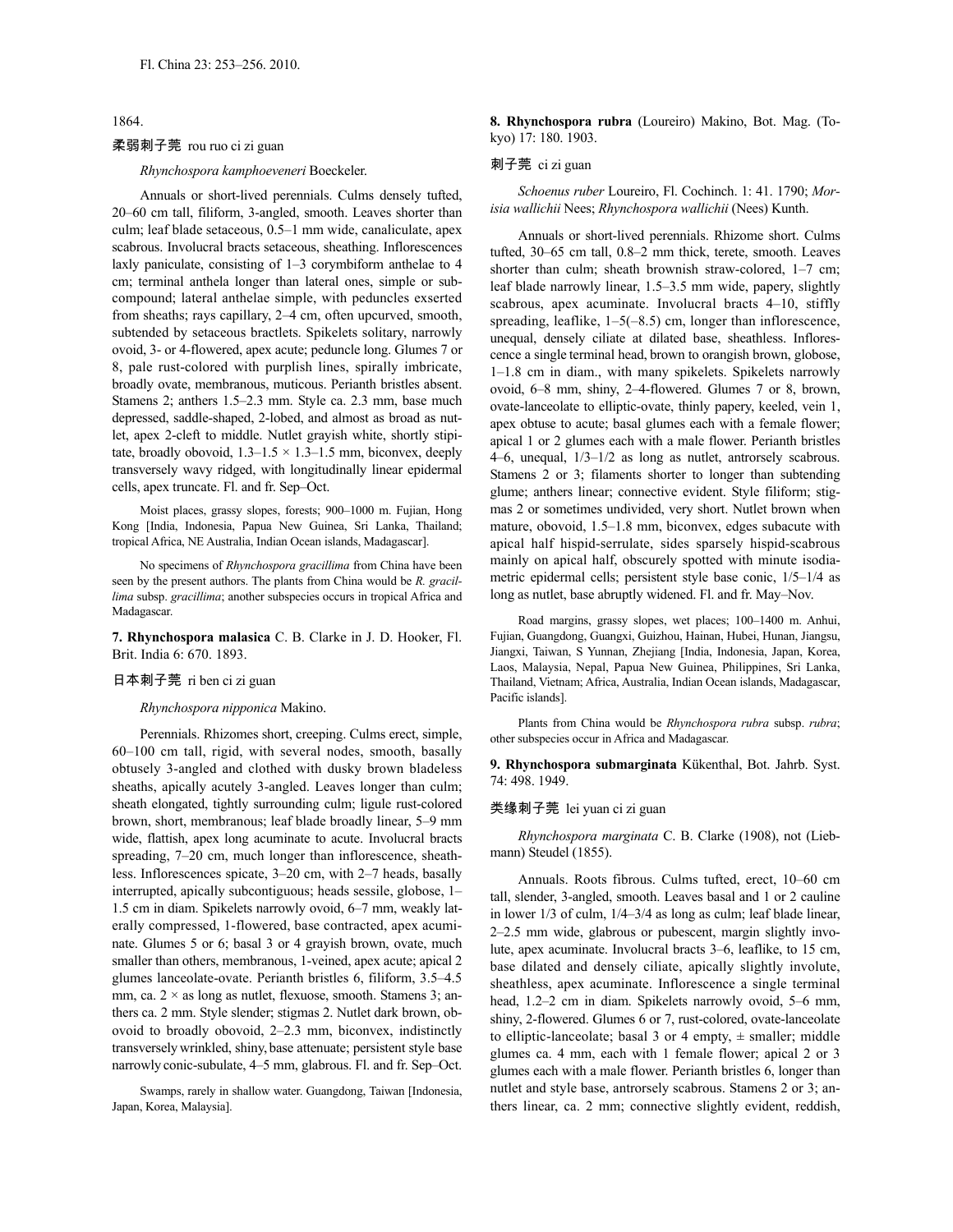1864.

柔弱刺子莞 rou ruo ci zi guan

*Rhynchospora kamphoeveneri* Boeckeler.

Annuals or short-lived perennials. Culms densely tufted, 20–60 cm tall, filiform, 3-angled, smooth. Leaves shorter than culm; leaf blade setaceous, 0.5–1 mm wide, canaliculate, apex scabrous. Involucral bracts setaceous, sheathing. Inflorescences laxly paniculate, consisting of 1–3 corymbiform anthelae to 4 cm; terminal anthela longer than lateral ones, simple or subcompound; lateral anthelae simple, with peduncles exserted from sheaths; rays capillary, 2–4 cm, often upcurved, smooth, subtended by setaceous bractlets. Spikelets solitary, narrowly ovoid, 3- or 4-flowered, apex acute; peduncle long. Glumes 7 or 8, pale rust-colored with purplish lines, spirally imbricate, broadly ovate, membranous, muticous. Perianth bristles absent. Stamens 2; anthers 1.5–2.3 mm. Style ca. 2.3 mm, base much depressed, saddle-shaped, 2-lobed, and almost as broad as nutlet, apex 2-cleft to middle. Nutlet grayish white, shortly stipitate, broadly obovoid, 1.3–1.5 × 1.3–1.5 mm, biconvex, deeply transversely wavy ridged, with longitudinally linear epidermal cells, apex truncate. Fl. and fr. Sep–Oct.

Moist places, grassy slopes, forests; 900–1000 m. Fujian, Hong Kong [India, Indonesia, Papua New Guinea, Sri Lanka, Thailand; tropical Africa, NE Australia, Indian Ocean islands, Madagascar].

No specimens of *Rhynchospora gracillima* from China have been seen by the present authors. The plants from China would be *R. gracillima* subsp. *gracillima*; another subspecies occurs in tropical Africa and Madagascar.

**7. Rhynchospora malasica** C. B. Clarke in J. D. Hooker, Fl. Brit. India 6: 670. 1893.

日本刺子莞 ri ben ci zi guan

*Rhynchospora nipponica* Makino.

Perennials. Rhizomes short, creeping. Culms erect, simple, 60–100 cm tall, rigid, with several nodes, smooth, basally obtusely 3-angled and clothed with dusky brown bladeless sheaths, apically acutely 3-angled. Leaves longer than culm; sheath elongated, tightly surrounding culm; ligule rust-colored brown, short, membranous; leaf blade broadly linear, 5–9 mm wide, flattish, apex long acuminate to acute. Involucral bracts spreading, 7–20 cm, much longer than inflorescence, sheathless. Inflorescences spicate, 3–20 cm, with 2–7 heads, basally interrupted, apically subcontiguous; heads sessile, globose, 1–1.5 cm in diam. Spikelets narrowly ovoid, 6–7 mm, weakly laterally compressed, 1-flowered, base contracted, apex acuminate. Glumes 5 or 6; basal 3 or 4 grayish brown, ovate, much smaller than others, membranous, 1-veined, apex acute; apical 2 glumes lanceolate-ovate. Perianth bristles 6, filiform, 3.5–4.5 mm, ca. 2 × as long as nutlet, flexuose, smooth. Stamens 3; anthers ca. 2 mm. Style slender; stigmas 2. Nutlet dark brown, obovoid to broadly obovoid, 2–2.3 mm, biconvex, indistinctly transversely wrinkled, shiny, base attenuate; persistent style base narrowly conic-subulate, 4–5 mm, glabrous. Fl. and fr. Sep–Oct.

Swamps, rarely in shallow water. Guangdong, Taiwan [Indonesia, Japan, Korea, Malaysia].

**8. Rhynchospora rubra** (Loureiro) Makino, Bot. Mag. (Tokyo) 17: 180. 1903.

刺子莞 ci zi guan

*Schoenus ruber* Loureiro, Fl. Cochinch. 1: 41. 1790; *Morisia wallichii* Nees; *Rhynchospora wallichii* (Nees) Kunth.

Annuals or short-lived perennials. Rhizome short. Culms tufted, 30–65 cm tall, 0.8–2 mm thick, terete, smooth. Leaves shorter than culm; sheath brownish straw-colored, 1–7 cm; leaf blade narrowly linear, 1.5–3.5 mm wide, papery, slightly scabrous, apex acuminate. Involucral bracts 4–10, stiffly spreading, leaflike, 1–5(–8.5) cm, longer than inflorescence, unequal, densely ciliate at dilated base, sheathless. Inflorescence a single terminal head, brown to orangish brown, globose, 1–1.8 cm in diam., with many spikelets. Spikelets narrowly ovoid, 6–8 mm, shiny, 2–4-flowered. Glumes 7 or 8, brown, ovate-lanceolate to elliptic-ovate, thinly papery, keeled, vein 1, apex obtuse to acute; basal glumes each with a female flower; apical 1 or 2 glumes each with a male flower. Perianth bristles 4–6, unequal, 1/3–1/2 as long as nutlet, antrorsely scabrous. Stamens 2 or 3; filaments shorter to longer than subtending glume; anthers linear; connective evident. Style filiform; stigmas 2 or sometimes undivided, very short. Nutlet brown when mature, obovoid, 1.5–1.8 mm, biconvex, edges subacute with apical half hispid-serrulate, sides sparsely hispid-scabrous mainly on apical half, obscurely spotted with minute isodiametric epidermal cells; persistent style base conic, 1/5–1/4 as long as nutlet, base abruptly widened. Fl. and fr. May–Nov.

Road margins, grassy slopes, wet places; 100–1400 m. Anhui, Fujian, Guangdong, Guangxi, Guizhou, Hainan, Hubei, Hunan, Jiangsu, Jiangxi, Taiwan, S Yunnan, Zhejiang [India, Indonesia, Japan, Korea, Laos, Malaysia, Nepal, Papua New Guinea, Philippines, Sri Lanka, Thailand, Vietnam; Africa, Australia, Indian Ocean islands, Madagascar, Pacific islands].

Plants from China would be *Rhynchospora rubra* subsp. *rubra*; other subspecies occur in Africa and Madagascar.

**9. Rhynchospora submarginata** Kükenthal, Bot. Jahrb. Syst. 74: 498. 1949.

类缘刺子莞 lei yuan ci zi guan

*Rhynchospora marginata* C. B. Clarke (1908), not (Liebmann) Steudel (1855).

Annuals. Roots fibrous. Culms tufted, erect, 10–60 cm tall, slender, 3-angled, smooth. Leaves basal and 1 or 2 cauline in lower 1/3 of culm, 1/4–3/4 as long as culm; leaf blade linear, 2–2.5 mm wide, glabrous or pubescent, margin slightly involute, apex acuminate. Involucral bracts 3–6, leaflike, to 15 cm, base dilated and densely ciliate, apically slightly involute, sheathless, apex acuminate. Inflorescence a single terminal head, 1.2–2 cm in diam. Spikelets narrowly ovoid, 5–6 mm, shiny, 2-flowered. Glumes 6 or 7, rust-colored, ovate-lanceolate to elliptic-lanceolate; basal 3 or 4 empty, ± smaller; middle glumes ca. 4 mm, each with 1 female flower; apical 2 or 3 glumes each with a male flower. Perianth bristles 6, longer than nutlet and style base, antrorsely scabrous. Stamens 2 or 3; anthers linear, ca. 2 mm; connective slightly evident, reddish,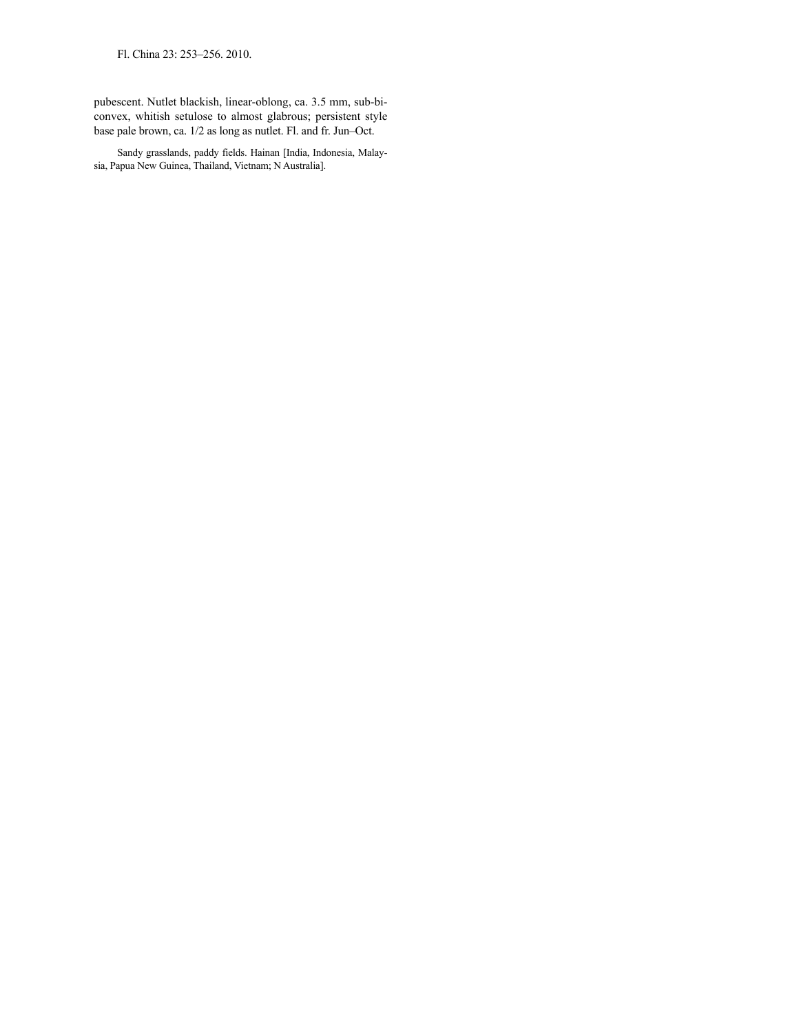pubescent. Nutlet blackish, linear-oblong, ca. 3.5 mm, sub-biconvex, whitish setulose to almost glabrous; persistent style base pale brown, ca. 1/2 as long as nutlet. Fl. and fr. Jun–Oct.

Sandy grasslands, paddy fields. Hainan [India, Indonesia, Malaysia, Papua New Guinea, Thailand, Vietnam; N Australia].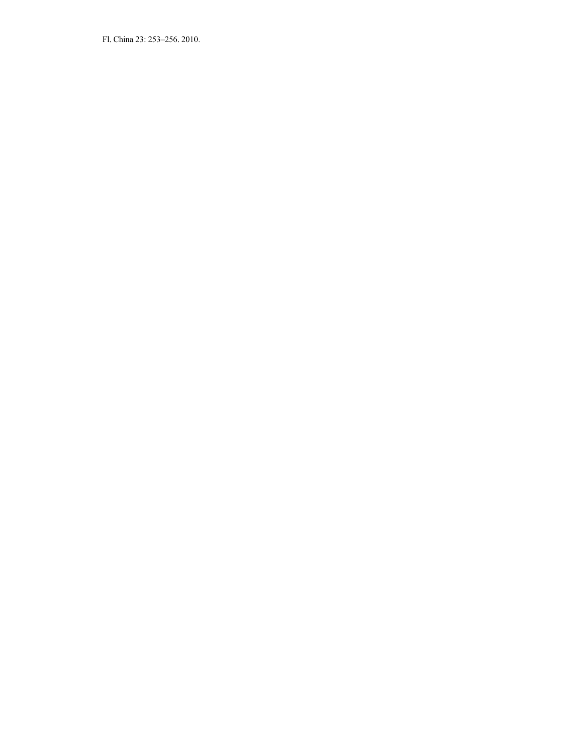Fl. China 23: 253–256. 2010.